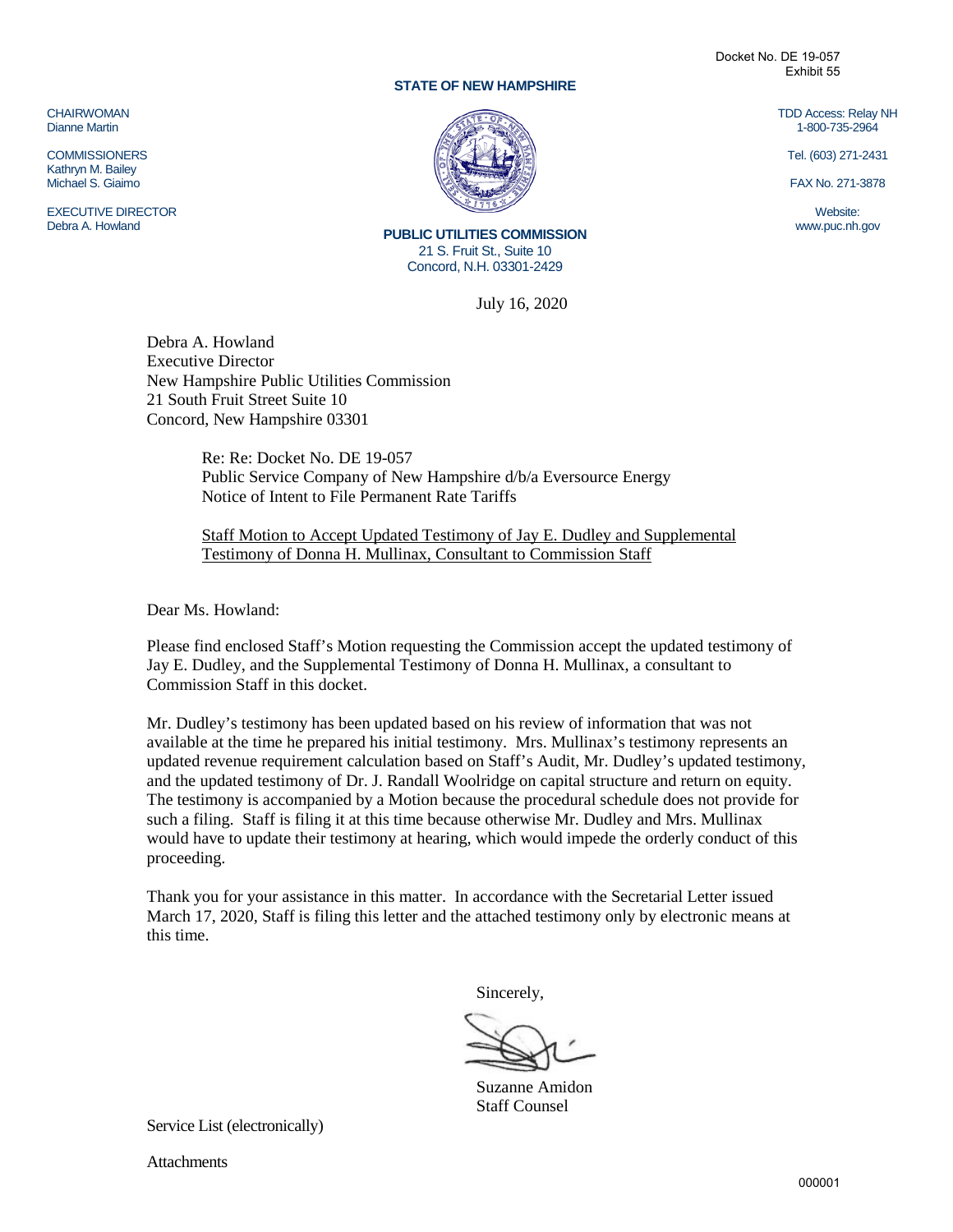Docket No. DE 19-057
Exhibit 55

**STATE OF NEW HAMPSHIRE**

CHAIRWOMAN
Dianne Martin

COMMISSIONERS
Kathryn M. Bailey
Michael S. Giaimo

EXECUTIVE DIRECTOR
Debra A. Howland

**PUBLIC UTILITIES COMMISSION**
21 S. Fruit St., Suite 10
Concord, N.H. 03301-2429

TDD Access: Relay NH
1-800-735-2964

Tel. (603) 271-2431

FAX No. 271-3878

Website:
www.puc.nh.gov

July 16, 2020

Debra A. Howland
Executive Director
New Hampshire Public Utilities Commission
21 South Fruit Street Suite 10
Concord, New Hampshire 03301

Re: Re: Docket No. DE 19-057
Public Service Company of New Hampshire d/b/a Eversource Energy
Notice of Intent to File Permanent Rate Tariffs

Staff Motion to Accept Updated Testimony of Jay E. Dudley and Supplemental Testimony of Donna H. Mullinax, Consultant to Commission Staff

Dear Ms. Howland:

Please find enclosed Staff's Motion requesting the Commission accept the updated testimony of Jay E. Dudley, and the Supplemental Testimony of Donna H. Mullinax, a consultant to Commission Staff in this docket.

Mr. Dudley's testimony has been updated based on his review of information that was not available at the time he prepared his initial testimony. Mrs. Mullinax's testimony represents an updated revenue requirement calculation based on Staff's Audit, Mr. Dudley's updated testimony, and the updated testimony of Dr. J. Randall Woolridge on capital structure and return on equity. The testimony is accompanied by a Motion because the procedural schedule does not provide for such a filing. Staff is filing it at this time because otherwise Mr. Dudley and Mrs. Mullinax would have to update their testimony at hearing, which would impede the orderly conduct of this proceeding.

Thank you for your assistance in this matter. In accordance with the Secretarial Letter issued March 17, 2020, Staff is filing this letter and the attached testimony only by electronic means at this time.

Sincerely,

Suzanne Amidon
Staff Counsel

Service List (electronically)

Attachments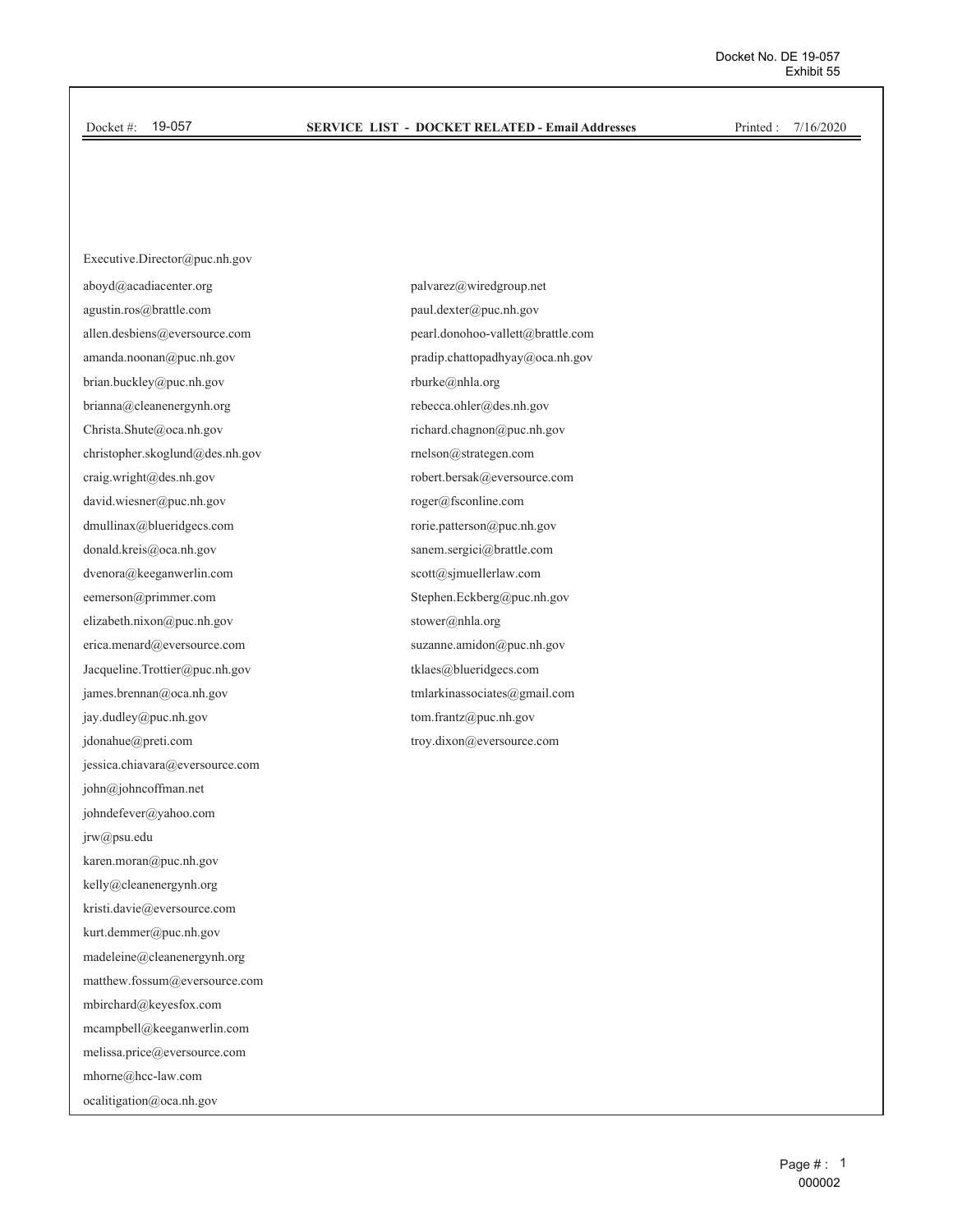Docket #: 19-057 **SERVICE LIST - DOCKET RELATED - Email Addresses** Printed : 7/16/2020

Executive.Director@puc.nh.gov

aboyd@acadiacenter.org
agustin.ros@brattle.com
allen.desbiens@eversource.com
amanda.noonan@puc.nh.gov
brian.buckley@puc.nh.gov
brianna@cleanenergynh.org
Christa.Shute@oca.nh.gov
christopher.skoglund@des.nh.gov
craig.wright@des.nh.gov
david.wiesner@puc.nh.gov
dmullinax@blueridgecs.com
donald.kreis@oca.nh.gov
dvenora@keeganwerlin.com
eemerson@primmer.com
elizabeth.nixon@puc.nh.gov
erica.menard@eversource.com
Jacqueline.Trottier@puc.nh.gov
james.brennan@oca.nh.gov
jay.dudley@puc.nh.gov
jdonahue@preti.com
jessica.chiavara@eversource.com
john@johncoffman.net
johndefever@yahoo.com
jrw@psu.edu
karen.moran@puc.nh.gov
kelly@cleanenergynh.org
kristi.davie@eversource.com
kurt.demmer@puc.nh.gov
madeleine@cleanenergynh.org
matthew.fossum@eversource.com
mbirchard@keyesfox.com
mcampbell@keeganwerlin.com
melissa.price@eversource.com
mhorne@hcc-law.com
ocalitigation@oca.nh.gov
palvarez@wiredgroup.net
paul.dexter@puc.nh.gov
pearl.donohoo-vallett@brattle.com
pradip.chattopadhyay@oca.nh.gov
rburke@nhla.org
rebecca.ohler@des.nh.gov
richard.chagnon@puc.nh.gov
rnelson@strategen.com
robert.bersak@eversource.com
roger@fsconline.com
rorie.patterson@puc.nh.gov
sanem.sergici@brattle.com
scott@sjmuellerlaw.com
Stephen.Eckberg@puc.nh.gov
stower@nhla.org
suzanne.amidon@puc.nh.gov
tklaes@blueridgecs.com
tmlarkinassociates@gmail.com
tom.frantz@puc.nh.gov
troy.dixon@eversource.com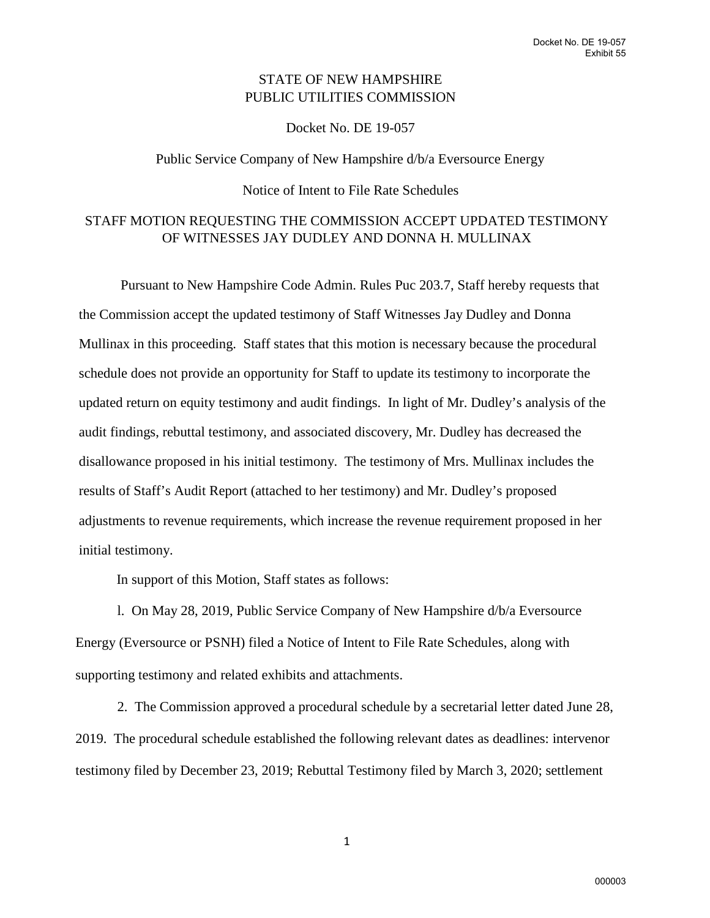STATE OF NEW HAMPSHIRE
PUBLIC UTILITIES COMMISSION

Docket No. DE 19-057

Public Service Company of New Hampshire d/b/a Eversource Energy

Notice of Intent to File Rate Schedules

STAFF MOTION REQUESTING THE COMMISSION ACCEPT UPDATED TESTIMONY OF WITNESSES JAY DUDLEY AND DONNA H. MULLINAX

Pursuant to New Hampshire Code Admin. Rules Puc 203.7, Staff hereby requests that the Commission accept the updated testimony of Staff Witnesses Jay Dudley and Donna Mullinax in this proceeding. Staff states that this motion is necessary because the procedural schedule does not provide an opportunity for Staff to update its testimony to incorporate the updated return on equity testimony and audit findings. In light of Mr. Dudley's analysis of the audit findings, rebuttal testimony, and associated discovery, Mr. Dudley has decreased the disallowance proposed in his initial testimony. The testimony of Mrs. Mullinax includes the results of Staff's Audit Report (attached to her testimony) and Mr. Dudley's proposed adjustments to revenue requirements, which increase the revenue requirement proposed in her initial testimony.

In support of this Motion, Staff states as follows:

l. On May 28, 2019, Public Service Company of New Hampshire d/b/a Eversource Energy (Eversource or PSNH) filed a Notice of Intent to File Rate Schedules, along with supporting testimony and related exhibits and attachments.

2. The Commission approved a procedural schedule by a secretarial letter dated June 28, 2019. The procedural schedule established the following relevant dates as deadlines: intervenor testimony filed by December 23, 2019; Rebuttal Testimony filed by March 3, 2020; settlement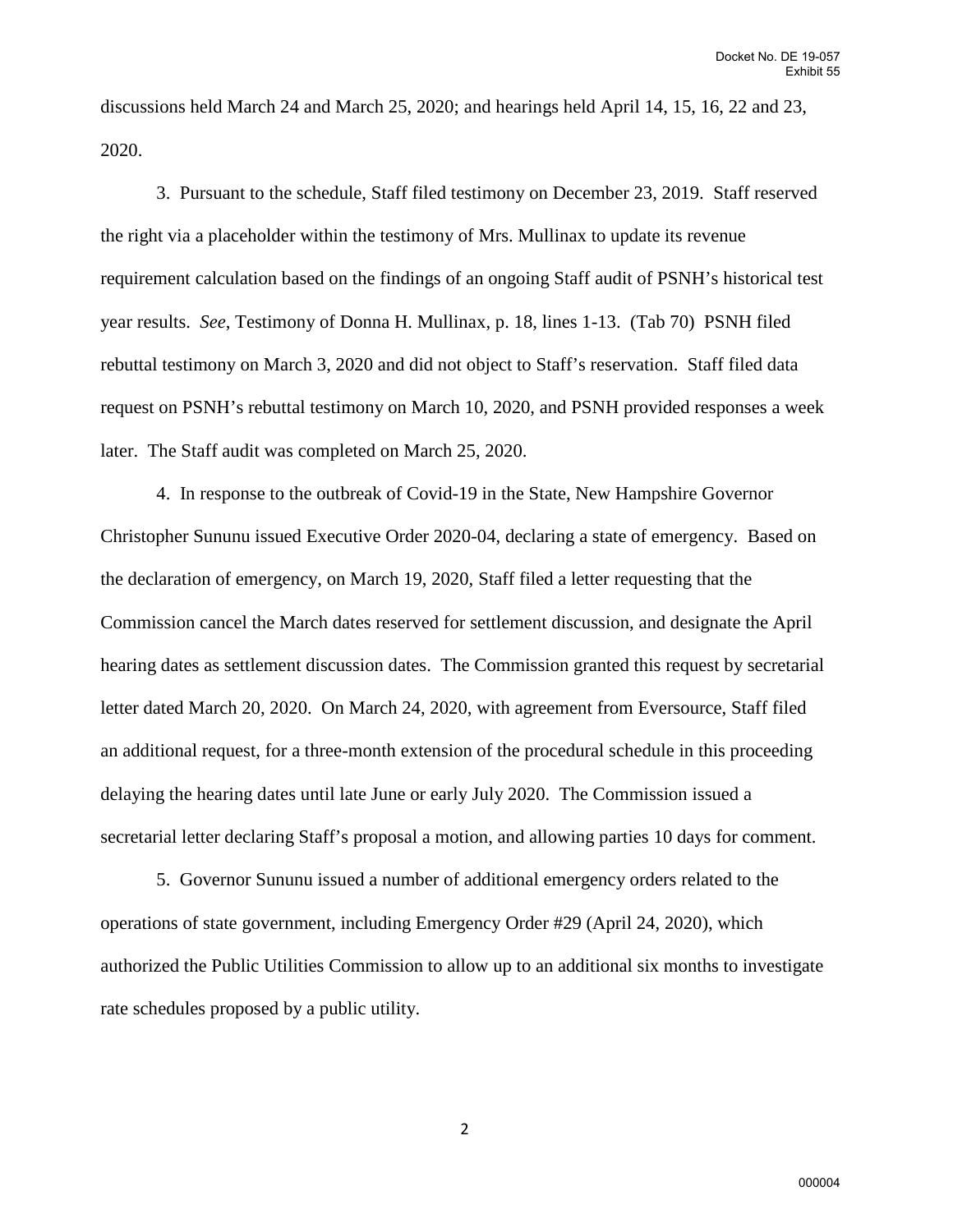discussions held March 24 and March 25, 2020; and hearings held April 14, 15, 16, 22 and 23, 2020.

3. Pursuant to the schedule, Staff filed testimony on December 23, 2019. Staff reserved the right via a placeholder within the testimony of Mrs. Mullinax to update its revenue requirement calculation based on the findings of an ongoing Staff audit of PSNH's historical test year results. *See*, Testimony of Donna H. Mullinax, p. 18, lines 1-13. (Tab 70) PSNH filed rebuttal testimony on March 3, 2020 and did not object to Staff's reservation. Staff filed data request on PSNH's rebuttal testimony on March 10, 2020, and PSNH provided responses a week later. The Staff audit was completed on March 25, 2020.

4. In response to the outbreak of Covid-19 in the State, New Hampshire Governor Christopher Sununu issued Executive Order 2020-04, declaring a state of emergency. Based on the declaration of emergency, on March 19, 2020, Staff filed a letter requesting that the Commission cancel the March dates reserved for settlement discussion, and designate the April hearing dates as settlement discussion dates. The Commission granted this request by secretarial letter dated March 20, 2020. On March 24, 2020, with agreement from Eversource, Staff filed an additional request, for a three-month extension of the procedural schedule in this proceeding delaying the hearing dates until late June or early July 2020. The Commission issued a secretarial letter declaring Staff's proposal a motion, and allowing parties 10 days for comment.

5. Governor Sununu issued a number of additional emergency orders related to the operations of state government, including Emergency Order #29 (April 24, 2020), which authorized the Public Utilities Commission to allow up to an additional six months to investigate rate schedules proposed by a public utility.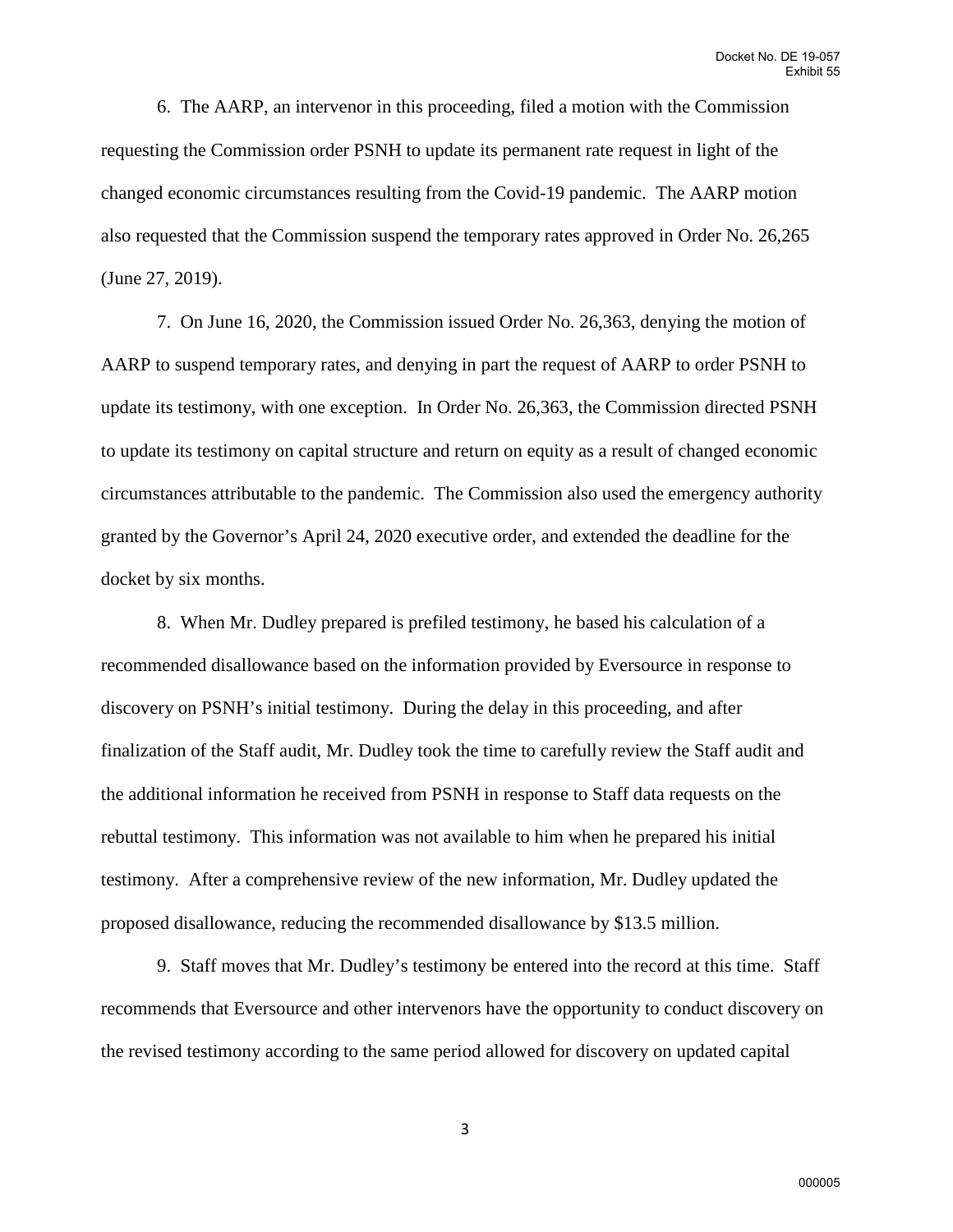6. The AARP, an intervenor in this proceeding, filed a motion with the Commission requesting the Commission order PSNH to update its permanent rate request in light of the changed economic circumstances resulting from the Covid-19 pandemic. The AARP motion also requested that the Commission suspend the temporary rates approved in Order No. 26,265 (June 27, 2019).

7. On June 16, 2020, the Commission issued Order No. 26,363, denying the motion of AARP to suspend temporary rates, and denying in part the request of AARP to order PSNH to update its testimony, with one exception. In Order No. 26,363, the Commission directed PSNH to update its testimony on capital structure and return on equity as a result of changed economic circumstances attributable to the pandemic. The Commission also used the emergency authority granted by the Governor's April 24, 2020 executive order, and extended the deadline for the docket by six months.

8. When Mr. Dudley prepared is prefiled testimony, he based his calculation of a recommended disallowance based on the information provided by Eversource in response to discovery on PSNH's initial testimony. During the delay in this proceeding, and after finalization of the Staff audit, Mr. Dudley took the time to carefully review the Staff audit and the additional information he received from PSNH in response to Staff data requests on the rebuttal testimony. This information was not available to him when he prepared his initial testimony. After a comprehensive review of the new information, Mr. Dudley updated the proposed disallowance, reducing the recommended disallowance by $13.5 million.

9. Staff moves that Mr. Dudley's testimony be entered into the record at this time. Staff recommends that Eversource and other intervenors have the opportunity to conduct discovery on the revised testimony according to the same period allowed for discovery on updated capital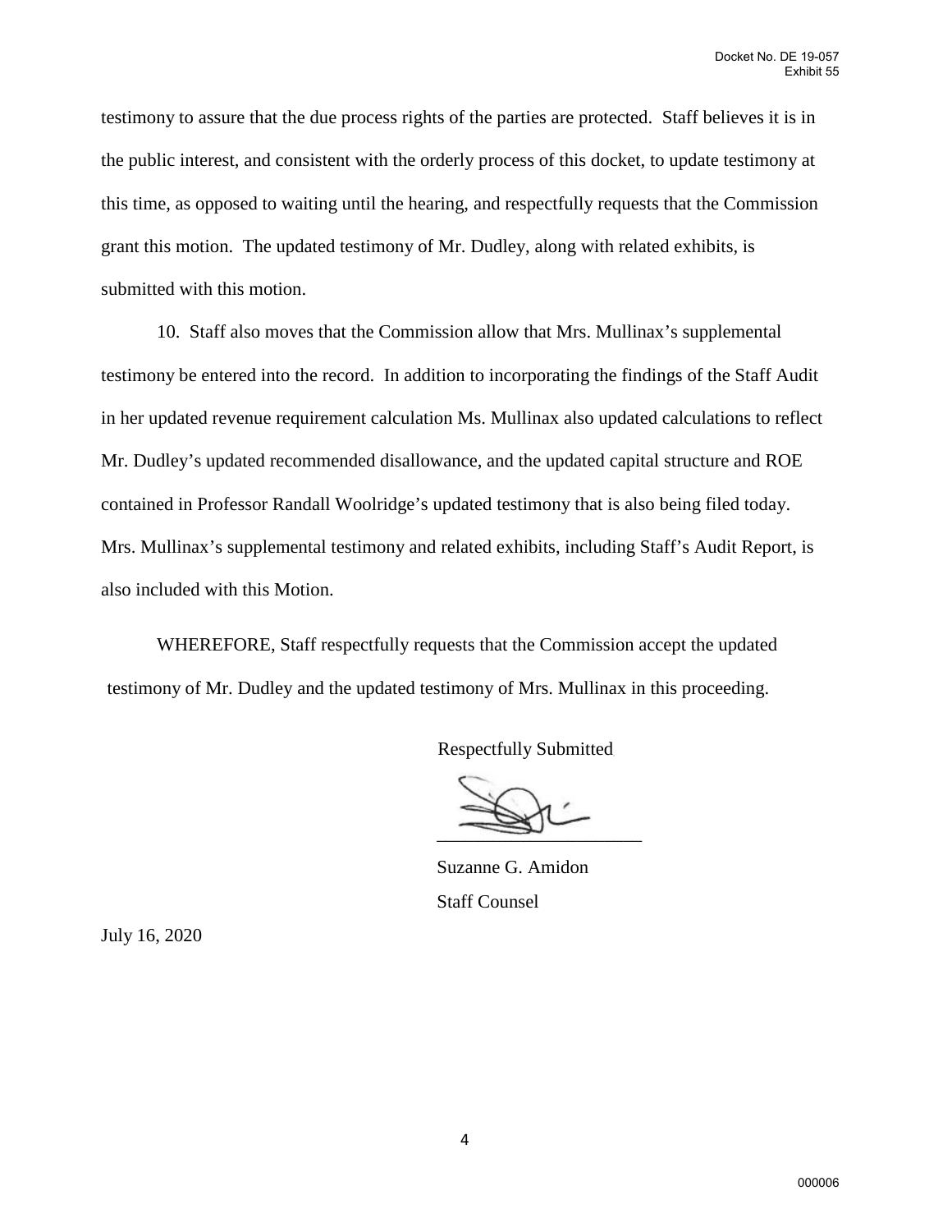testimony to assure that the due process rights of the parties are protected. Staff believes it is in the public interest, and consistent with the orderly process of this docket, to update testimony at this time, as opposed to waiting until the hearing, and respectfully requests that the Commission grant this motion. The updated testimony of Mr. Dudley, along with related exhibits, is submitted with this motion.

10. Staff also moves that the Commission allow that Mrs. Mullinax's supplemental testimony be entered into the record. In addition to incorporating the findings of the Staff Audit in her updated revenue requirement calculation Ms. Mullinax also updated calculations to reflect Mr. Dudley's updated recommended disallowance, and the updated capital structure and ROE contained in Professor Randall Woolridge's updated testimony that is also being filed today. Mrs. Mullinax's supplemental testimony and related exhibits, including Staff's Audit Report, is also included with this Motion.

WHEREFORE, Staff respectfully requests that the Commission accept the updated testimony of Mr. Dudley and the updated testimony of Mrs. Mullinax in this proceeding.

Respectfully Submitted

\_\_\_\_\_\_\_\_\_\_\_\_\_\_\_\_\_\_\_\_\_\_

Suzanne G. Amidon
Staff Counsel

July 16, 2020